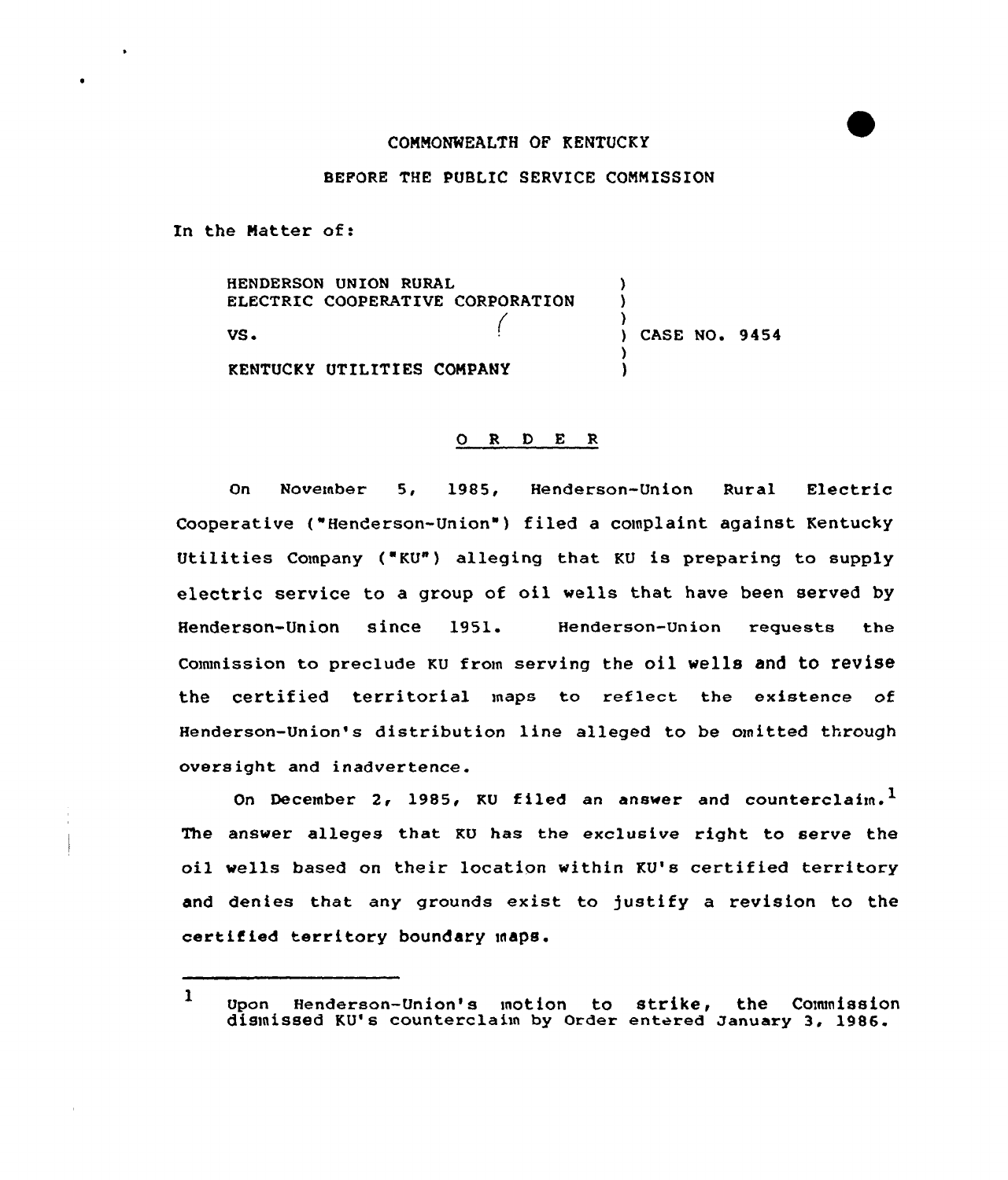COMMONWEALTH OF KENTUCKY

BEFORE THE PUBLIC SERVICE COMMISSION

In the Matter of:

| | | |
|---|---|---|
| HENDERSON UNION RURAL ELECTRIC COOPERATIVE CORPORATION | ) | |
| VS. | ) | CASE NO. 9454 |
| KENTUCKY UTILITIES COMPANY | ) | |

O R D E R

On November 5, 1985, Henderson-Union Rural Electric Cooperative ("Henderson-Union") filed a complaint against Kentucky Utilities Company ("KU") alleging that KU is preparing to supply electric service to a group of oil wells that have been served by Henderson-Union since 1951. Henderson-Union requests the Commission to preclude KU from serving the oil wells and to revise the certified territorial maps to reflect the existence of Henderson-Union's distribution line alleged to be omitted through oversight and inadvertence.

On December 2, 1985, KU filed an answer and counterclaim.[1] The answer alleges that KU has the exclusive right to serve the oil wells based on their location within KU's certified territory and denies that any grounds exist to justify a revision to the certified territory boundary maps.

---

[1] Upon Henderson-Union's motion to strike, the Commission dismissed KU's counterclaim by Order entered January 3, 1986.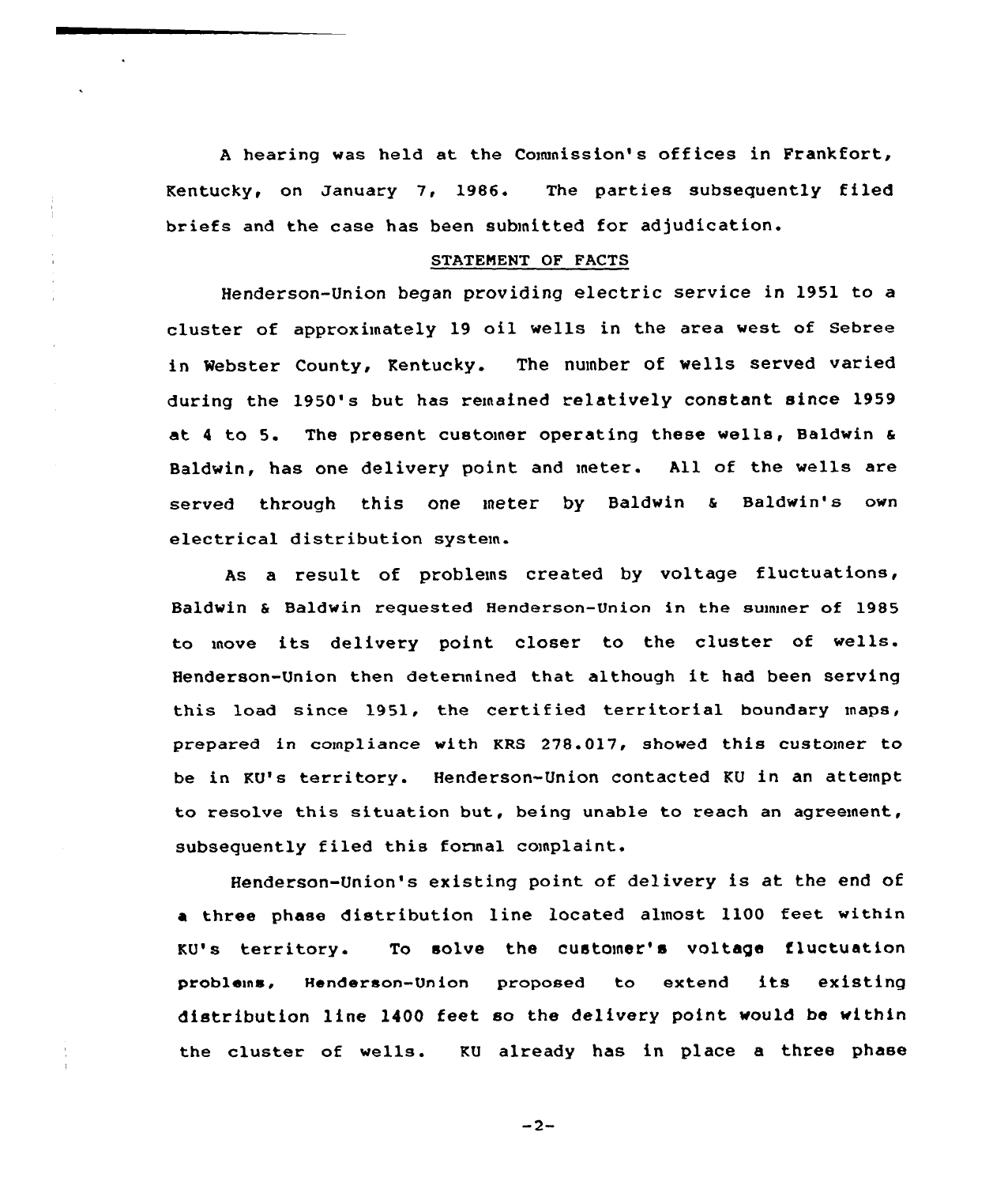A hearing was held at the Commission's offices in Frankfort, Kentucky, on January 7, 1986. The parties subsequently filed briefs and the case has been submitted for adjudication.

## STATEMENT OF FACTS

Henderson-Union began providing electric service in 1951 to a cluster of approximately 19 oil wells in the area west of Sebree in Webster County, Kentucky. The number of wells served varied during the 1950's but has remained relatively constant since 1959 at 4 to 5. The present customer operating these wells, Baldwin & Baldwin, has one delivery point and meter. All of the wells are served through this one meter by Baldwin & Baldwin's own electrical distribution system.

As a result of problems created by voltage fluctuations, Baldwin & Baldwin requested Henderson-Union in the summer of 1985 to move its delivery point closer to the cluster of wells. Henderson-Union then determined that although it had been serving this load since 1951, the certified territorial boundary maps, prepared in compliance with KRS 278.017, showed this customer to be in KU's territory. Henderson-Union contacted KU in an attempt to resolve this situation but, being unable to reach an agreement, subsequently filed this formal complaint.

Henderson-Union's existing point of delivery is at the end of a three phase distribution line located almost 1100 feet within KU's territory. To solve the customer's voltage fluctuation problems, Henderson-Union proposed to extend its existing distribution line 1400 feet so the delivery point would be within the cluster of wells. KU already has in place a three phase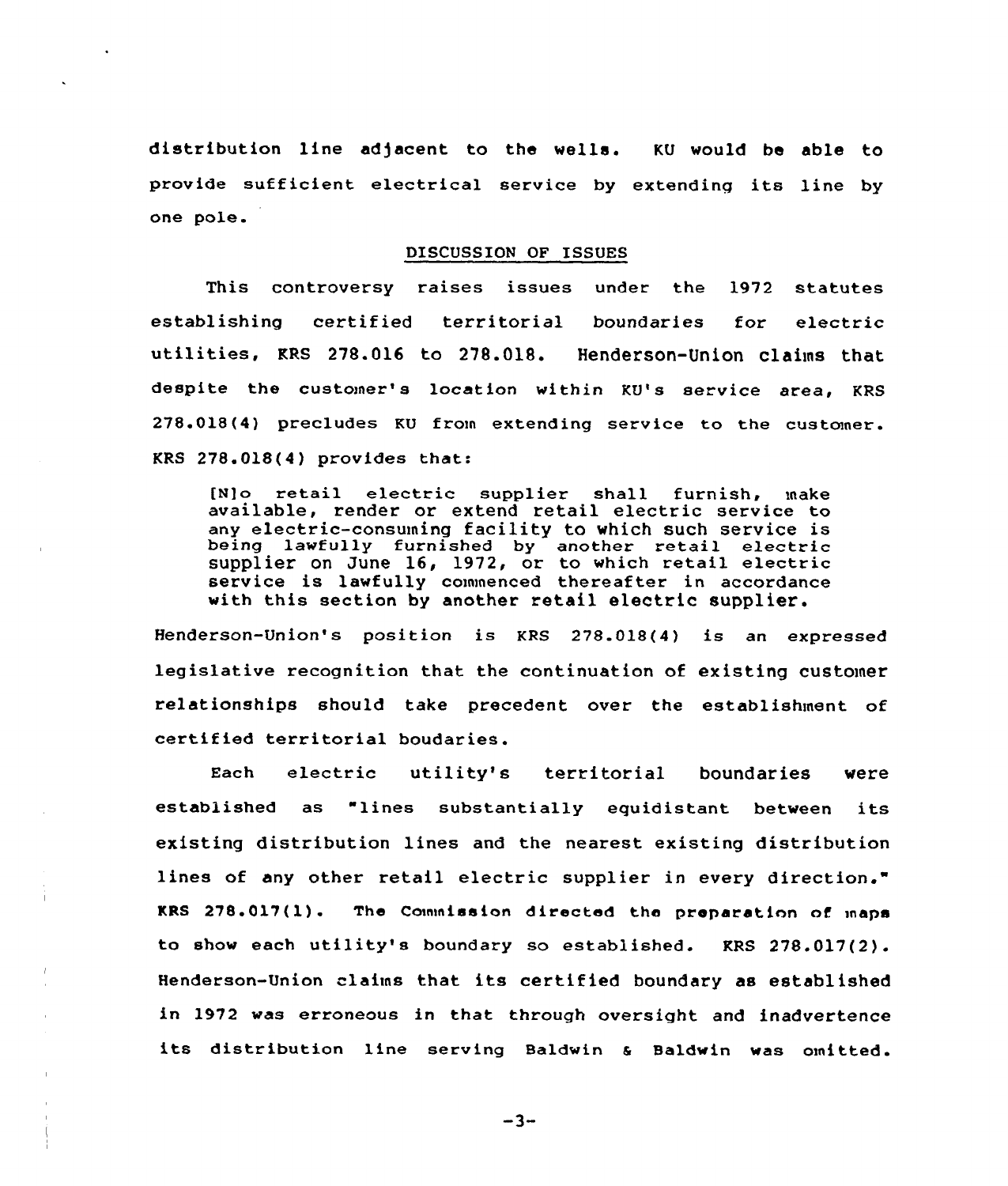distribution line adjacent to the wells. KU would be able to provide sufficient electrical service by extending its line by one pole.

## DISCUSSION OF ISSUES

This controversy raises issues under the 1972 statutes establishing certified territorial boundaries for electric utilities, KRS 278.016 to 278.018. Henderson-Union claims that despite the customer's location within KU's service area, KRS 278.018(4) precludes KU from extending service to the customer. KRS 278.018(4) provides that:

> [N]o retail electric supplier shall furnish, make available, render or extend retail electric service to any electric-consuming facility to which such service is being lawfully furnished by another retail electric supplier on June 16, 1972, or to which retail electric service is lawfully commenced thereafter in accordance with this section by another retail electric supplier.

Henderson-Union's position is KRS 278.018(4) is an expressed legislative recognition that the continuation of existing customer relationships should take precedent over the establishment of certified territorial boudaries.

Each electric utility's territorial boundaries were established as "lines substantially equidistant between its existing distribution lines and the nearest existing distribution lines of any other retail electric supplier in every direction." KRS 278.017(1). The Commission directed the preparation of maps to show each utility's boundary so established. KRS 278.017(2). Henderson-Union claims that its certified boundary as established in 1972 was erroneous in that through oversight and inadvertence its distribution line serving Baldwin & Baldwin was omitted.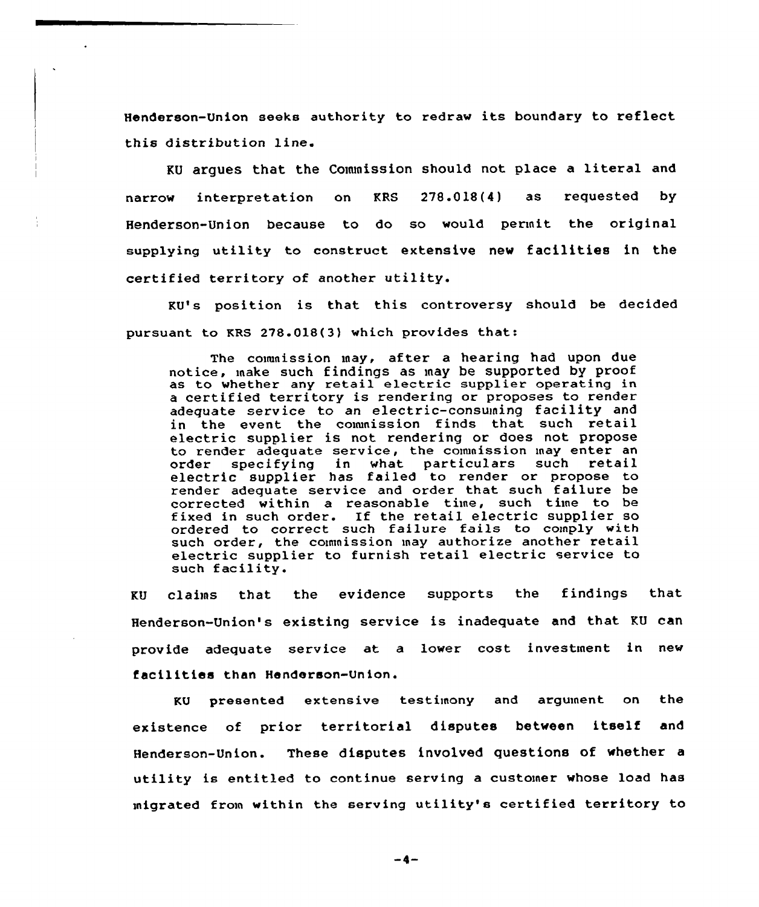Henderson-Union seeks authority to redraw its boundary to reflect this distribution line.

KU argues that the Commission should not place a literal and narrow interpretation on KRS 278.018(4) as requested by Henderson-Union because to do so would permit the original supplying utility to construct extensive new facilities in the certified territory of another utility.

KU's position is that this controversy should be decided pursuant to KRS 278.018(3) which provides that:

> The commission may, after a hearing had upon due notice, make such findings as may be supported by proof as to whether any retail electric supplier operating in a certified territory is rendering or proposes to render adequate service to an electric-consuming facility and in the event the commission finds that such retail electric supplier is not rendering or does not propose to render adequate service, the commission may enter an order specifying in what particulars such retail electric supplier has failed to render or propose to render adequate service and order that such failure be corrected within a reasonable time, such time to be fixed in such order. If the retail electric supplier so ordered to correct such failure fails to comply with such order, the commission may authorize another retail electric supplier to furnish retail electric service to such facility.

KU claims that the evidence supports the findings that Henderson-Union's existing service is inadequate and that KU can provide adequate service at a lower cost investment in new facilities than Henderson-Union.

KU presented extensive testimony and argument on the existence of prior territorial disputes between itself and Henderson-Union. These disputes involved questions of whether a utility is entitled to continue serving a customer whose load has migrated from within the serving utility's certified territory to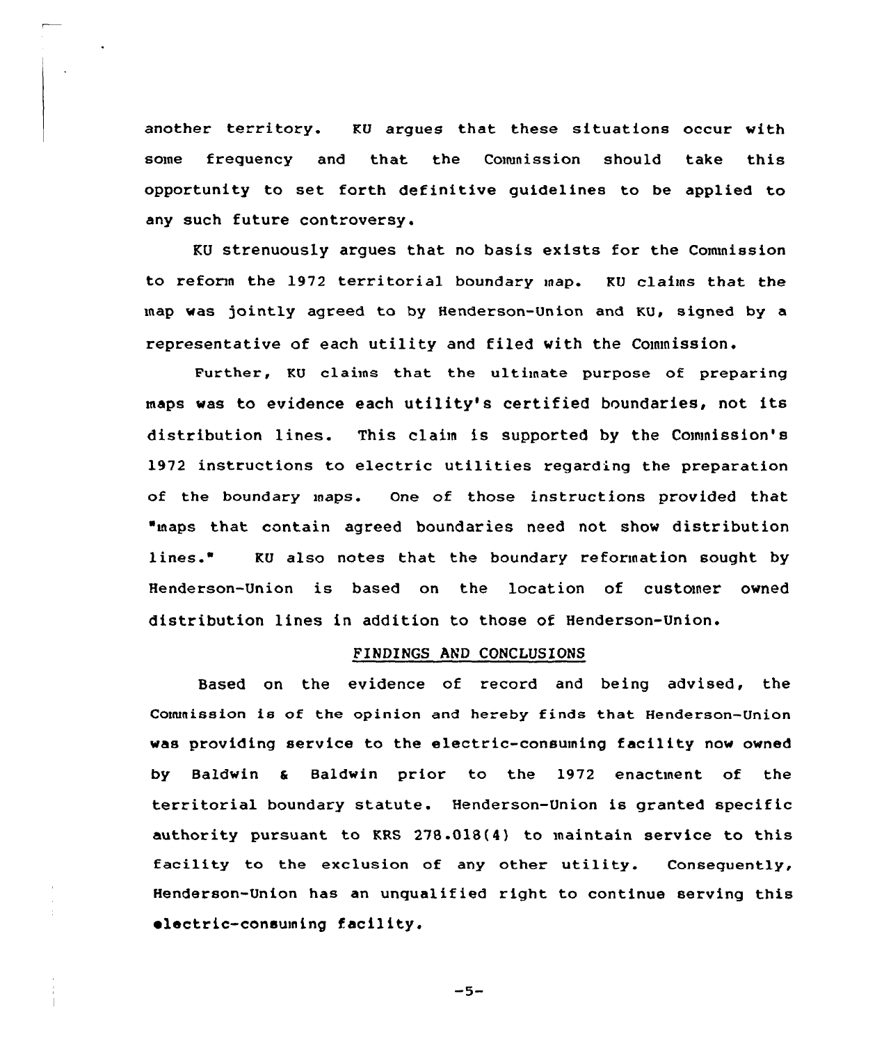another territory. KU argues that these situations occur with some frequency and that the Commission should take this opportunity to set forth definitive guidelines to be applied to any such future controversy.

KU strenuously argues that no basis exists for the Commission to reform the 1972 territorial boundary map. KU claims that the map was jointly agreed to by Henderson-Union and KU, signed by a representative of each utility and filed with the Commission.

Further, KU claims that the ultimate purpose of preparing maps was to evidence each utility's certified boundaries, not its distribution lines. This claim is supported by the Commission's 1972 instructions to electric utilities regarding the preparation of the boundary maps. One of those instructions provided that "maps that contain agreed boundaries need not show distribution lines." KU also notes that the boundary reformation sought by Henderson-Union is based on the location of customer owned distribution lines in addition to those of Henderson-Union.

## FINDINGS AND CONCLUSIONS

Based on the evidence of record and being advised, the Commission is of the opinion and hereby finds that Henderson-Union was providing service to the electric-consuming facility now owned by Baldwin & Baldwin prior to the 1972 enactment of the territorial boundary statute. Henderson-Union is granted specific authority pursuant to KRS 278.018(4) to maintain service to this facility to the exclusion of any other utility. Consequently, Henderson-Union has an unqualified right to continue serving this electric-consuming facility.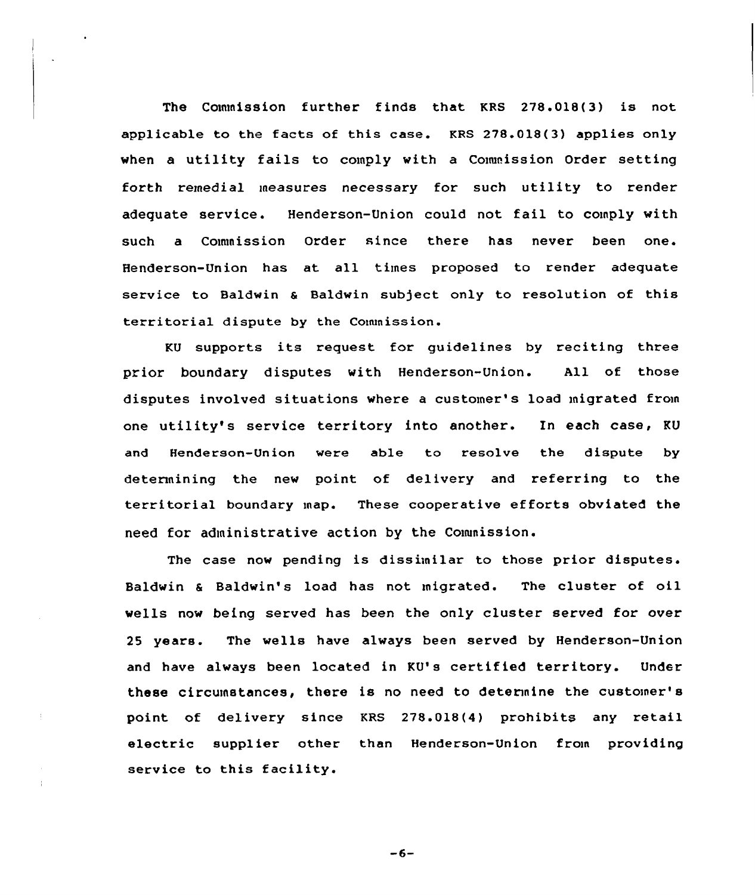The Commission further finds that KRS 278.018(3) is not applicable to the facts of this case. KRS 278.018(3) applies only when a utility fails to comply with a Commission Order setting forth remedial measures necessary for such utility to render adequate service. Henderson-Union could not fail to comply with such a Commission Order since there has never been one. Henderson-Union has at all times proposed to render adequate service to Baldwin & Baldwin subject only to resolution of this territorial dispute by the Commission.

KU supports its request for guidelines by reciting three prior boundary disputes with Henderson-Union. All of those disputes involved situations where a customer's load migrated from one utility's service territory into another. In each case, KU and Henderson-Union were able to resolve the dispute by determining the new point of delivery and referring to the territorial boundary map. These cooperative efforts obviated the need for administrative action by the Commission.

The case now pending is dissimilar to those prior disputes. Baldwin & Baldwin's load has not migrated. The cluster of oil wells now being served has been the only cluster served for over 25 years. The wells have always been served by Henderson-Union and have always been located in KU's certified territory. Under these circumstances, there is no need to determine the customer's point of delivery since KRS 278.018(4) prohibits any retail electric supplier other than Henderson-Union from providing service to this facility.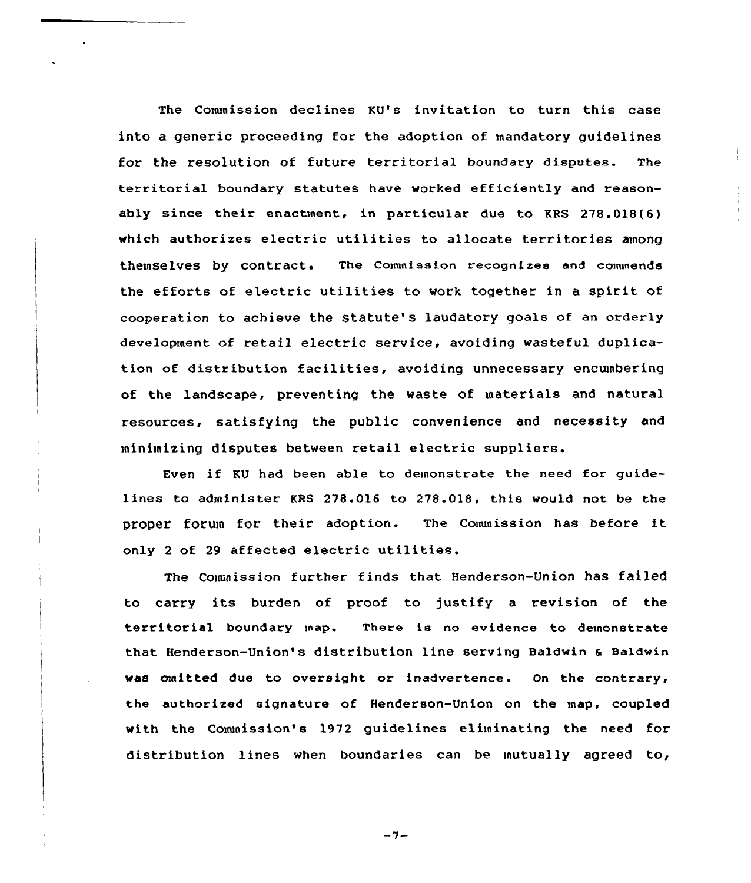The Commission declines KU's invitation to turn this case into a generic proceeding for the adoption of mandatory guidelines for the resolution of future territorial boundary disputes. The territorial boundary statutes have worked efficiently and reasonably since their enactment, in particular due to KRS 278.018(6) which authorizes electric utilities to allocate territories among themselves by contract. The Commission recognizes and commends the efforts of electric utilities to work together in a spirit of cooperation to achieve the statute's laudatory goals of an orderly development of retail electric service, avoiding wasteful duplication of distribution facilities, avoiding unnecessary encumbering of the landscape, preventing the waste of materials and natural resources, satisfying the public convenience and necessity and minimizing disputes between retail electric suppliers.

Even if KU had been able to demonstrate the need for guidelines to administer KRS 278.016 to 278.018, this would not be the proper forum for their adoption. The Commission has before it only 2 of 29 affected electric utilities.

The Commission further finds that Henderson-Union has failed to carry its burden of proof to justify a revision of the territorial boundary map. There is no evidence to demonstrate that Henderson-Union's distribution line serving Baldwin & Baldwin was omitted due to oversight or inadvertence. On the contrary, the authorized signature of Henderson-Union on the map, coupled with the Commission's 1972 guidelines eliminating the need for distribution lines when boundaries can be mutually agreed to,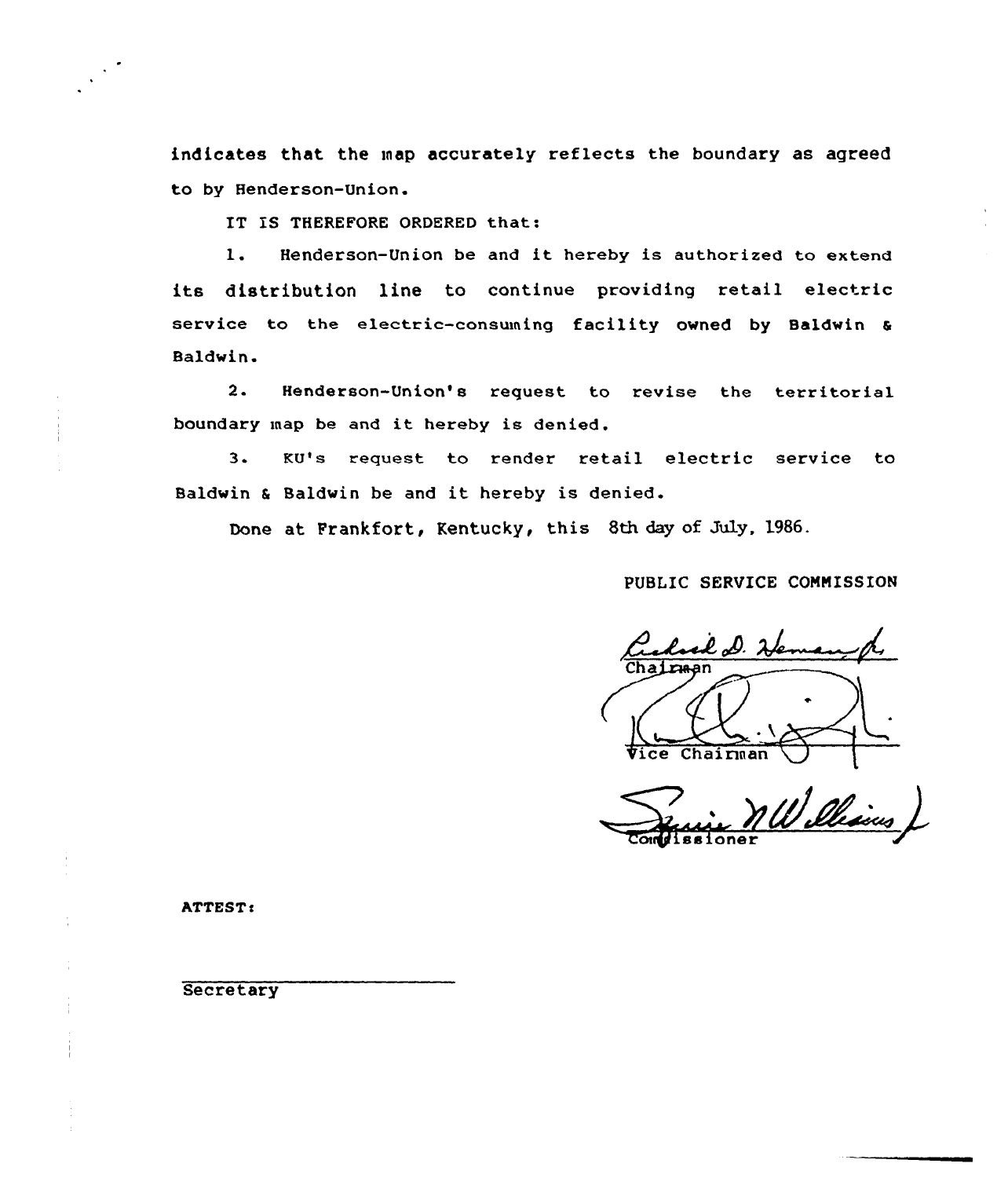indicates that the map accurately reflects the boundary as agreed to by Henderson-Union.

IT IS THEREFORE ORDERED that:

1. Henderson-Union be and it hereby is authorized to extend its distribution line to continue providing retail electric service to the electric-consuming facility owned by Baldwin & Baldwin.

2. Henderson-Union's request to revise the territorial boundary map be and it hereby is denied.

3. KU's request to render retail electric service to Baldwin & Baldwin be and it hereby is denied.

Done at Frankfort, Kentucky, this 8th day of July, 1986.

PUBLIC SERVICE COMMISSION

Chairman

Vice Chairman

Commissioner

ATTEST:

Secretary